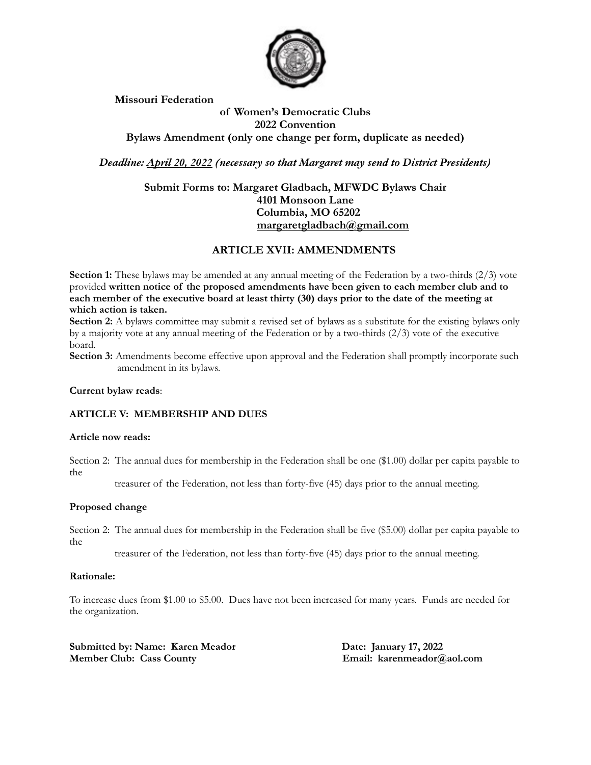**Missouri Federation of Women's Democratic Clubs**
**2022 Convention**
**Bylaws Amendment (only one change per form, duplicate as needed)**

***Deadline: April 20, 2022 (necessary so that Margaret may send to District Presidents)***

**Submit Forms to: Margaret Gladbach, MFWDC Bylaws Chair**
**4101 Monsoon Lane**
**Columbia, MO 65202**
**margaretgladbach@gmail.com**

## ARTICLE XVII: AMMENDMENTS

**Section 1:** These bylaws may be amended at any annual meeting of the Federation by a two-thirds (2/3) vote provided **written notice of the proposed amendments have been given to each member club and to each member of the executive board at least thirty (30) days prior to the date of the meeting at which action is taken.**

**Section 2:** A bylaws committee may submit a revised set of bylaws as a substitute for the existing bylaws only by a majority vote at any annual meeting of the Federation or by a two-thirds (2/3) vote of the executive board.

**Section 3:** Amendments become effective upon approval and the Federation shall promptly incorporate such amendment in its bylaws.

**Current bylaw reads**:

**ARTICLE V: MEMBERSHIP AND DUES**

**Article now reads:**

Section 2: The annual dues for membership in the Federation shall be one ($1.00) dollar per capita payable to the treasurer of the Federation, not less than forty-five (45) days prior to the annual meeting.

**Proposed change**

Section 2: The annual dues for membership in the Federation shall be five ($5.00) dollar per capita payable to the treasurer of the Federation, not less than forty-five (45) days prior to the annual meeting.

**Rationale:**

To increase dues from $1.00 to $5.00. Dues have not been increased for many years. Funds are needed for the organization.

**Submitted by: Name: Karen Meador** **Date: January 17, 2022**
**Member Club: Cass County** **Email: karenmeador@aol.com**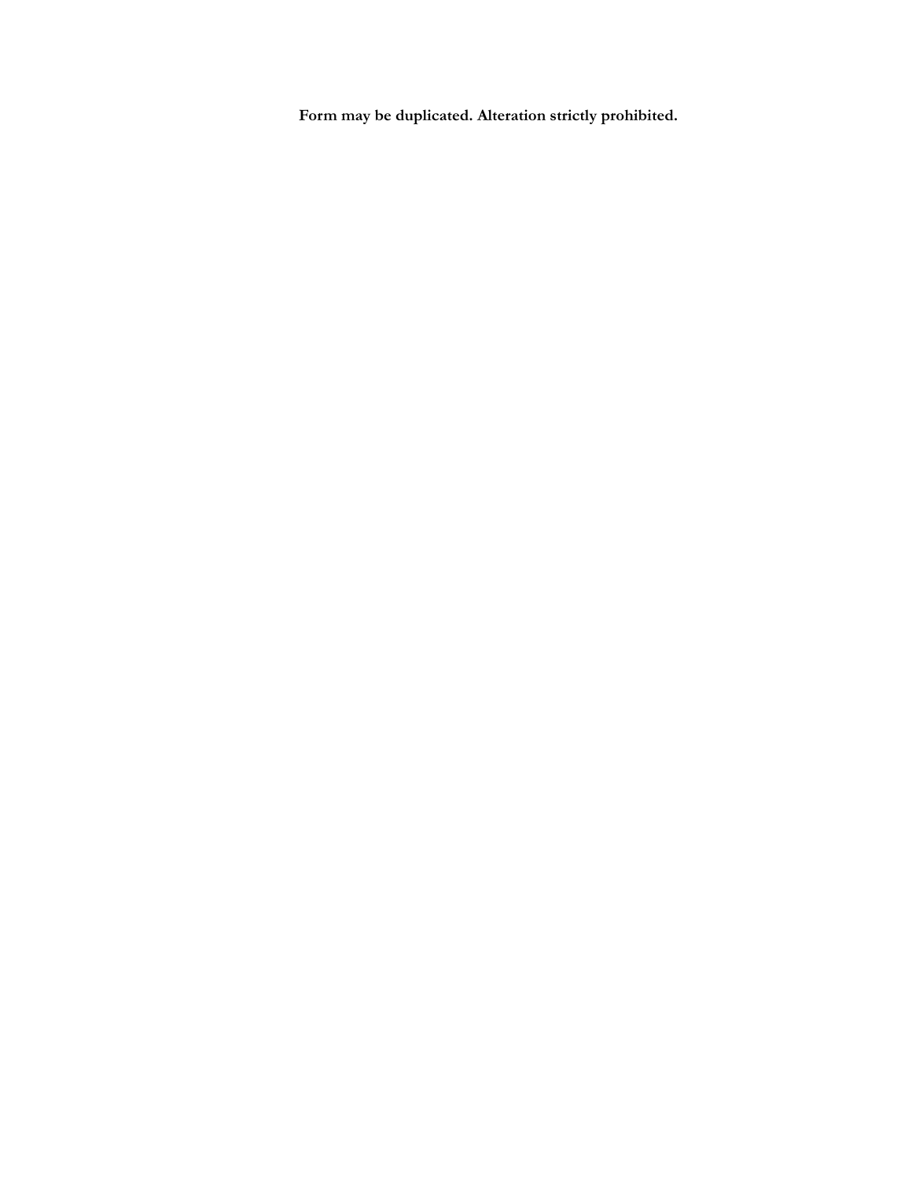**Form may be duplicated. Alteration strictly prohibited.**